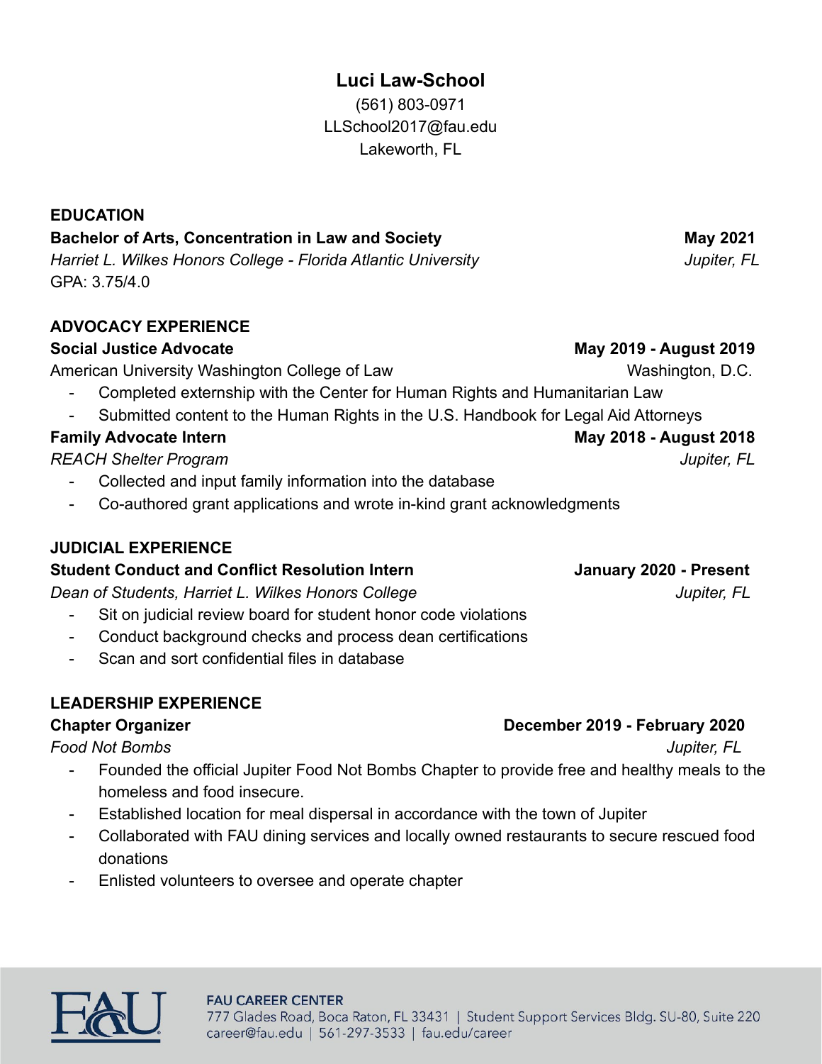# Luci Law-School

(561) 803-0971
LLSchool2017@fau.edu
Lakeworth, FL

## EDUCATION

**Bachelor of Arts, Concentration in Law and Society** **May 2021**
*Harriet L. Wilkes Honors College - Florida Atlantic University* *Jupiter, FL*
GPA: 3.75/4.0

## ADVOCACY EXPERIENCE

**Social Justice Advocate** **May 2019 - August 2019**
American University Washington College of Law Washington, D.C.

- Completed externship with the Center for Human Rights and Humanitarian Law
- Submitted content to the Human Rights in the U.S. Handbook for Legal Aid Attorneys

**Family Advocate Intern** **May 2018 - August 2018**
*REACH Shelter Program* *Jupiter, FL*

- Collected and input family information into the database
- Co-authored grant applications and wrote in-kind grant acknowledgments

## JUDICIAL EXPERIENCE

**Student Conduct and Conflict Resolution Intern** **January 2020 - Present**
*Dean of Students, Harriet L. Wilkes Honors College* *Jupiter, FL*

- Sit on judicial review board for student honor code violations
- Conduct background checks and process dean certifications
- Scan and sort confidential files in database

## LEADERSHIP EXPERIENCE

**Chapter Organizer** **December 2019 - February 2020**
*Food Not Bombs* *Jupiter, FL*

- Founded the official Jupiter Food Not Bombs Chapter to provide free and healthy meals to the homeless and food insecure.
- Established location for meal dispersal in accordance with the town of Jupiter
- Collaborated with FAU dining services and locally owned restaurants to secure rescued food donations
- Enlisted volunteers to oversee and operate chapter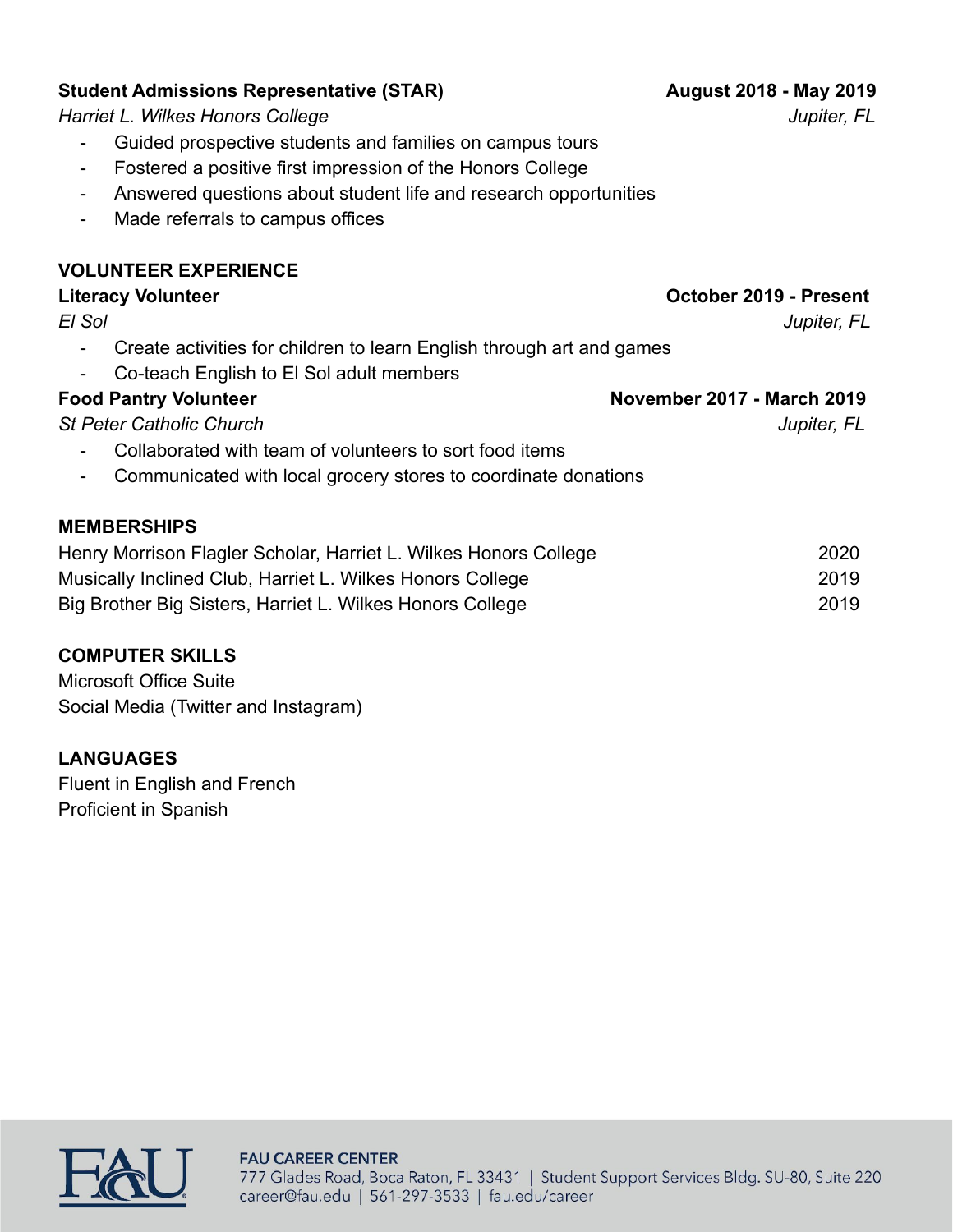**Student Admissions Representative (STAR)** **August 2018 - May 2019**
*Harriet L. Wilkes Honors College* *Jupiter, FL*

- Guided prospective students and families on campus tours
- Fostered a positive first impression of the Honors College
- Answered questions about student life and research opportunities
- Made referrals to campus offices

## VOLUNTEER EXPERIENCE

**Literacy Volunteer** **October 2019 - Present**
*El Sol* *Jupiter, FL*

- Create activities for children to learn English through art and games
- Co-teach English to El Sol adult members

**Food Pantry Volunteer** **November 2017 - March 2019**
*St Peter Catholic Church* *Jupiter, FL*

- Collaborated with team of volunteers to sort food items
- Communicated with local grocery stores to coordinate donations

## MEMBERSHIPS

Henry Morrison Flagler Scholar, Harriet L. Wilkes Honors College 2020
Musically Inclined Club, Harriet L. Wilkes Honors College 2019
Big Brother Big Sisters, Harriet L. Wilkes Honors College 2019

## COMPUTER SKILLS

Microsoft Office Suite
Social Media (Twitter and Instagram)

## LANGUAGES

Fluent in English and French
Proficient in Spanish